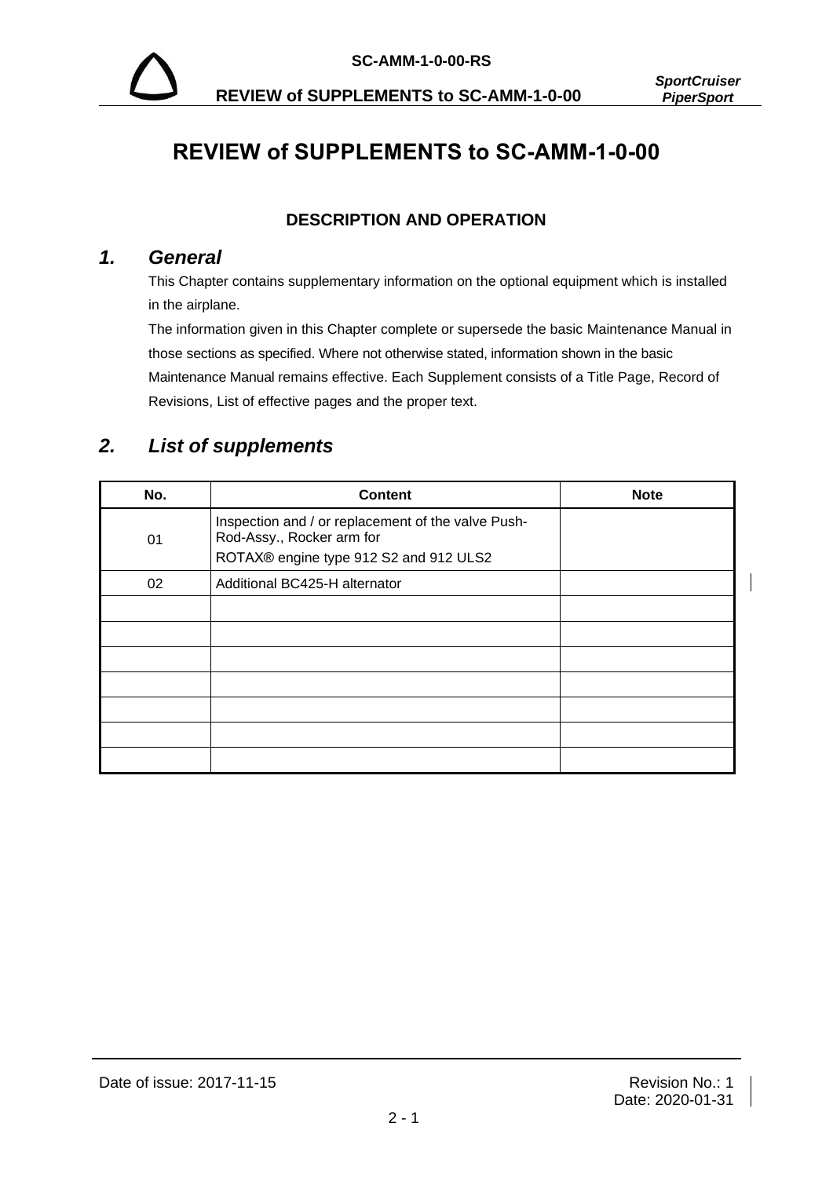# REVIEW of SUPPLEMENTS to SC-AMM-1-0-00

**DESCRIPTION AND OPERATION**

## *1. General*

This Chapter contains supplementary information on the optional equipment which is installed in the airplane.

The information given in this Chapter complete or supersede the basic Maintenance Manual in those sections as specified. Where not otherwise stated, information shown in the basic Maintenance Manual remains effective. Each Supplement consists of a Title Page, Record of Revisions, List of effective pages and the proper text.

## *2. List of supplements*

| No. | Content | Note |
|---|---|---|
| 01 | Inspection and / or replacement of the valve Push-Rod-Assy., Rocker arm for ROTAX® engine type 912 S2 and 912 ULS2 | |
| 02 | Additional BC425-H alternator | |
| | | |
| | | |
| | | |
| | | |
| | | |
| | | |
| | | |

Date of issue: 2017-11-15

Revision No.: 1
Date: 2020-01-31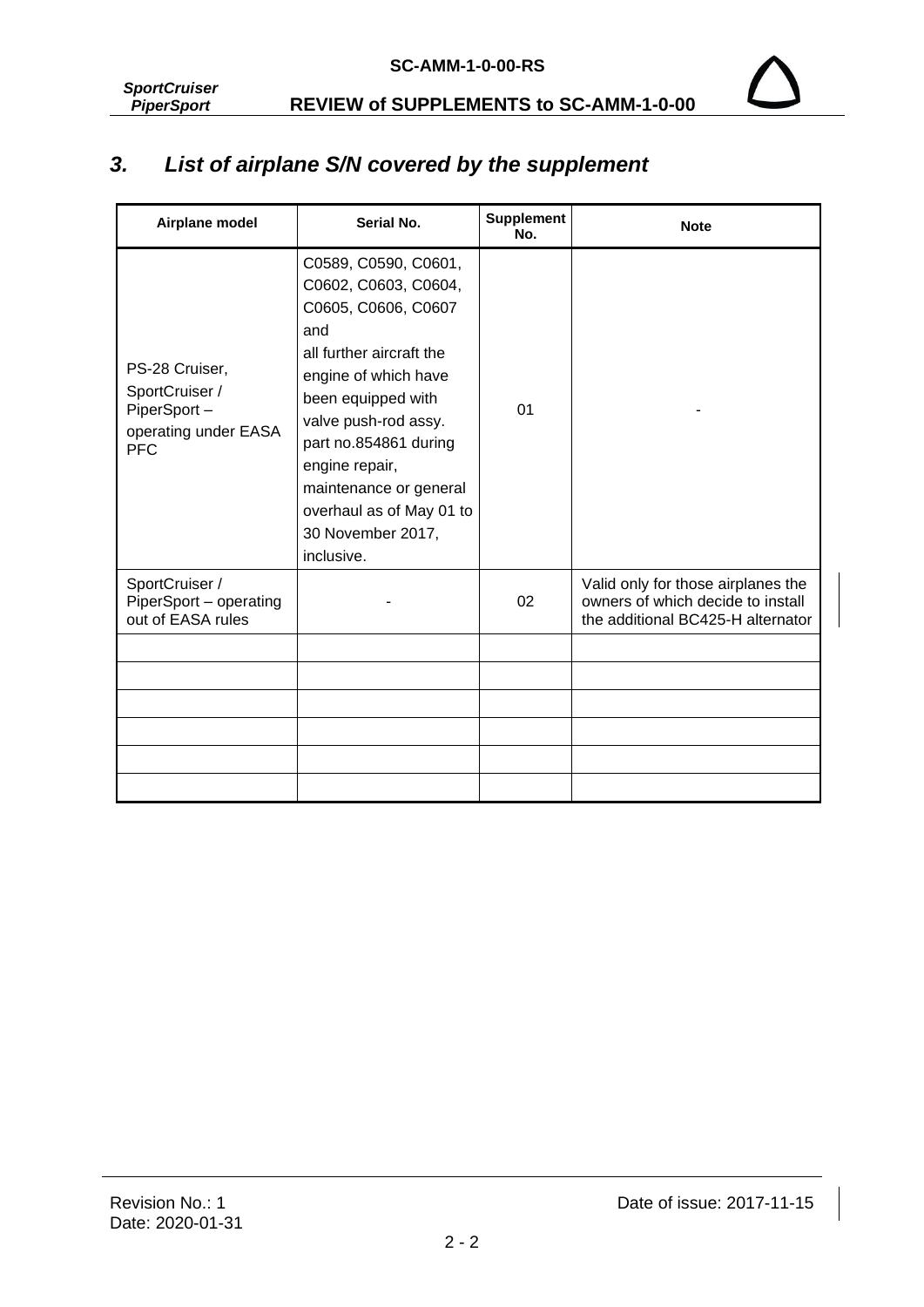## 3. *List of airplane S/N covered by the supplement*

| Airplane model | Serial No. | Supplement No. | Note |
|---|---|---|---|
| PS-28 Cruiser, SportCruiser / PiperSport – operating under EASA PFC | C0589, C0590, C0601, C0602, C0603, C0604, C0605, C0606, C0607 and all further aircraft the engine of which have been equipped with valve push-rod assy. part no.854861 during engine repair, maintenance or general overhaul as of May 01 to 30 November 2017, inclusive. | 01 | - |
| SportCruiser / PiperSport – operating out of EASA rules | - | 02 | Valid only for those airplanes the owners of which decide to install the additional BC425-H alternator |
| | | | |
| | | | |
| | | | |
| | | | |
| | | | |
| | | | |

Revision No.: 1
Date: 2020-01-31

Date of issue: 2017-11-15